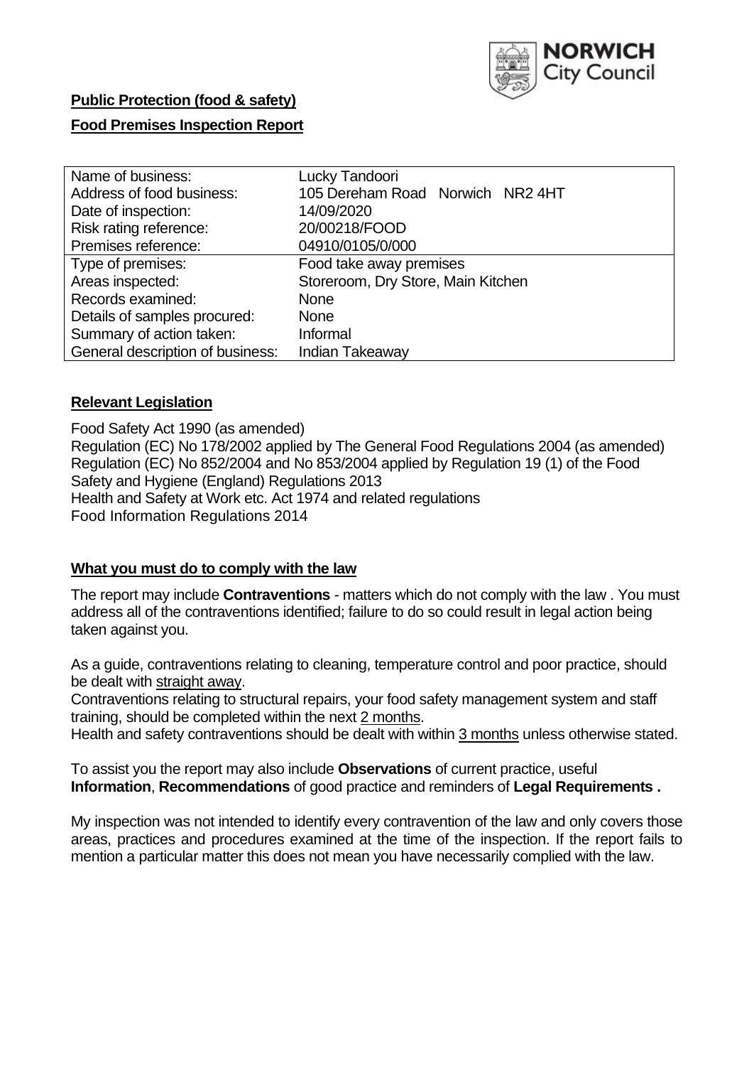**Public Protection (food & safety)**

**Food Premises Inspection Report**

| Name of business: | Lucky Tandoori |
|---|---|
| Address of food business: | 105 Dereham Road Norwich NR2 4HT |
| Date of inspection: | 14/09/2020 |
| Risk rating reference: | 20/00218/FOOD |
| Premises reference: | 04910/0105/0/000 |
| Type of premises: | Food take away premises |
| Areas inspected: | Storeroom, Dry Store, Main Kitchen |
| Records examined: | None |
| Details of samples procured: | None |
| Summary of action taken: | Informal |
| General description of business: | Indian Takeaway |

## Relevant Legislation

Food Safety Act 1990 (as amended)
Regulation (EC) No 178/2002 applied by The General Food Regulations 2004 (as amended)
Regulation (EC) No 852/2004 and No 853/2004 applied by Regulation 19 (1) of the Food Safety and Hygiene (England) Regulations 2013
Health and Safety at Work etc. Act 1974 and related regulations
Food Information Regulations 2014

## What you must do to comply with the law

The report may include **Contraventions** - matters which do not comply with the law . You must address all of the contraventions identified; failure to do so could result in legal action being taken against you.

As a guide, contraventions relating to cleaning, temperature control and poor practice, should be dealt with straight away.

Contraventions relating to structural repairs, your food safety management system and staff training, should be completed within the next 2 months.

Health and safety contraventions should be dealt with within 3 months unless otherwise stated.

To assist you the report may also include **Observations** of current practice, useful **Information**, **Recommendations** of good practice and reminders of **Legal Requirements .**

My inspection was not intended to identify every contravention of the law and only covers those areas, practices and procedures examined at the time of the inspection. If the report fails to mention a particular matter this does not mean you have necessarily complied with the law.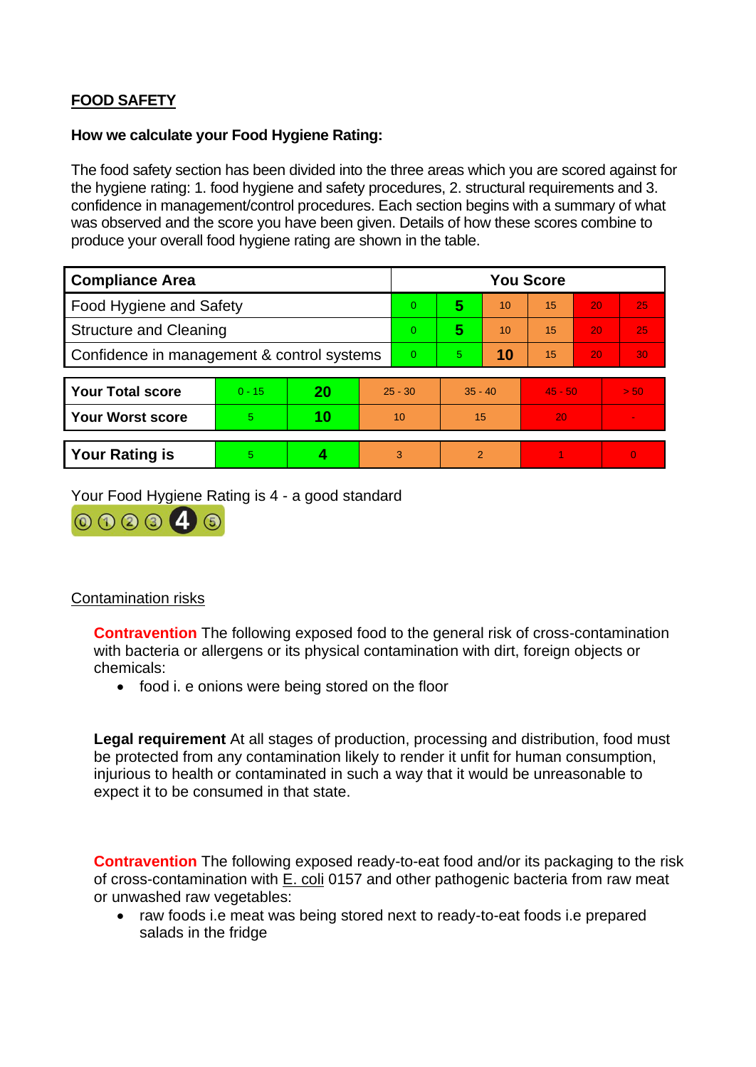**FOOD SAFETY**

**How we calculate your Food Hygiene Rating:**

The food safety section has been divided into the three areas which you are scored against for the hygiene rating: 1. food hygiene and safety procedures, 2. structural requirements and 3. confidence in management/control procedures. Each section begins with a summary of what was observed and the score you have been given. Details of how these scores combine to produce your overall food hygiene rating are shown in the table.

| Compliance Area | You Score | | | | | |
|---|---|---|---|---|---|---|
| Food Hygiene and Safety | 0 | **5** | 10 | 15 | 20 | 25 |
| Structure and Cleaning | 0 | **5** | 10 | 15 | 20 | 25 |
| Confidence in management & control systems | 0 | 5 | **10** | 15 | 20 | 30 |

| | | | | | | |
|---|---|---|---|---|---|---|
| **Your Total score** | 0 - 15 | **20** | 25 - 30 | 35 - 40 | 45 - 50 | > 50 |
| **Your Worst score** | 5 | **10** | 10 | 15 | 20 | - |
| **Your Rating is** | 5 | **4** | 3 | 2 | 1 | 0 |

Your Food Hygiene Rating is 4 - a good standard

Contamination risks

**Contravention** The following exposed food to the general risk of cross-contamination with bacteria or allergens or its physical contamination with dirt, foreign objects or chemicals:

- food i. e onions were being stored on the floor

**Legal requirement** At all stages of production, processing and distribution, food must be protected from any contamination likely to render it unfit for human consumption, injurious to health or contaminated in such a way that it would be unreasonable to expect it to be consumed in that state.

**Contravention** The following exposed ready-to-eat food and/or its packaging to the risk of cross-contamination with E. coli 0157 and other pathogenic bacteria from raw meat or unwashed raw vegetables:

- raw foods i.e meat was being stored next to ready-to-eat foods i.e prepared salads in the fridge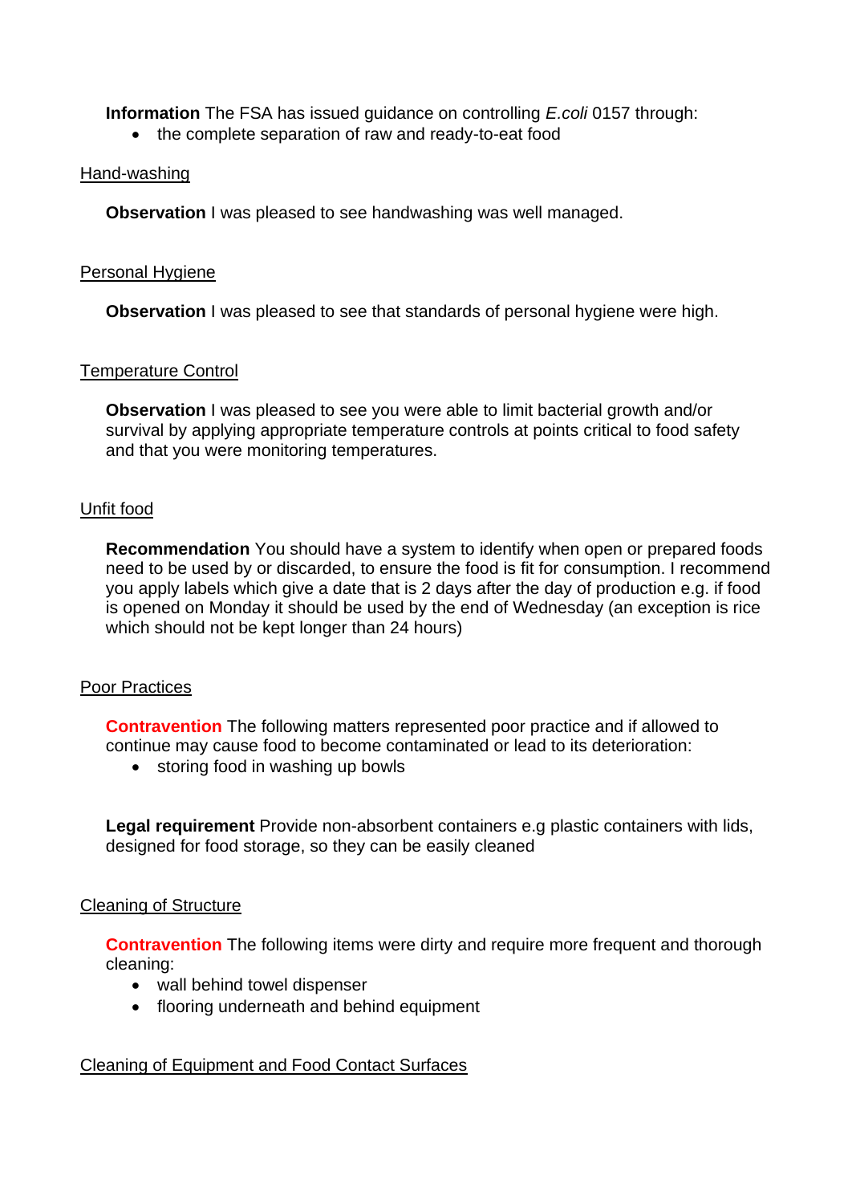**Information** The FSA has issued guidance on controlling *E.coli* 0157 through:

- the complete separation of raw and ready-to-eat food

Hand-washing

**Observation** I was pleased to see handwashing was well managed.

Personal Hygiene

**Observation** I was pleased to see that standards of personal hygiene were high.

Temperature Control

**Observation** I was pleased to see you were able to limit bacterial growth and/or survival by applying appropriate temperature controls at points critical to food safety and that you were monitoring temperatures.

Unfit food

**Recommendation** You should have a system to identify when open or prepared foods need to be used by or discarded, to ensure the food is fit for consumption. I recommend you apply labels which give a date that is 2 days after the day of production e.g. if food is opened on Monday it should be used by the end of Wednesday (an exception is rice which should not be kept longer than 24 hours)

Poor Practices

**Contravention** The following matters represented poor practice and if allowed to continue may cause food to become contaminated or lead to its deterioration:

- storing food in washing up bowls

**Legal requirement** Provide non-absorbent containers e.g plastic containers with lids, designed for food storage, so they can be easily cleaned

Cleaning of Structure

**Contravention** The following items were dirty and require more frequent and thorough cleaning:

- wall behind towel dispenser
- flooring underneath and behind equipment

Cleaning of Equipment and Food Contact Surfaces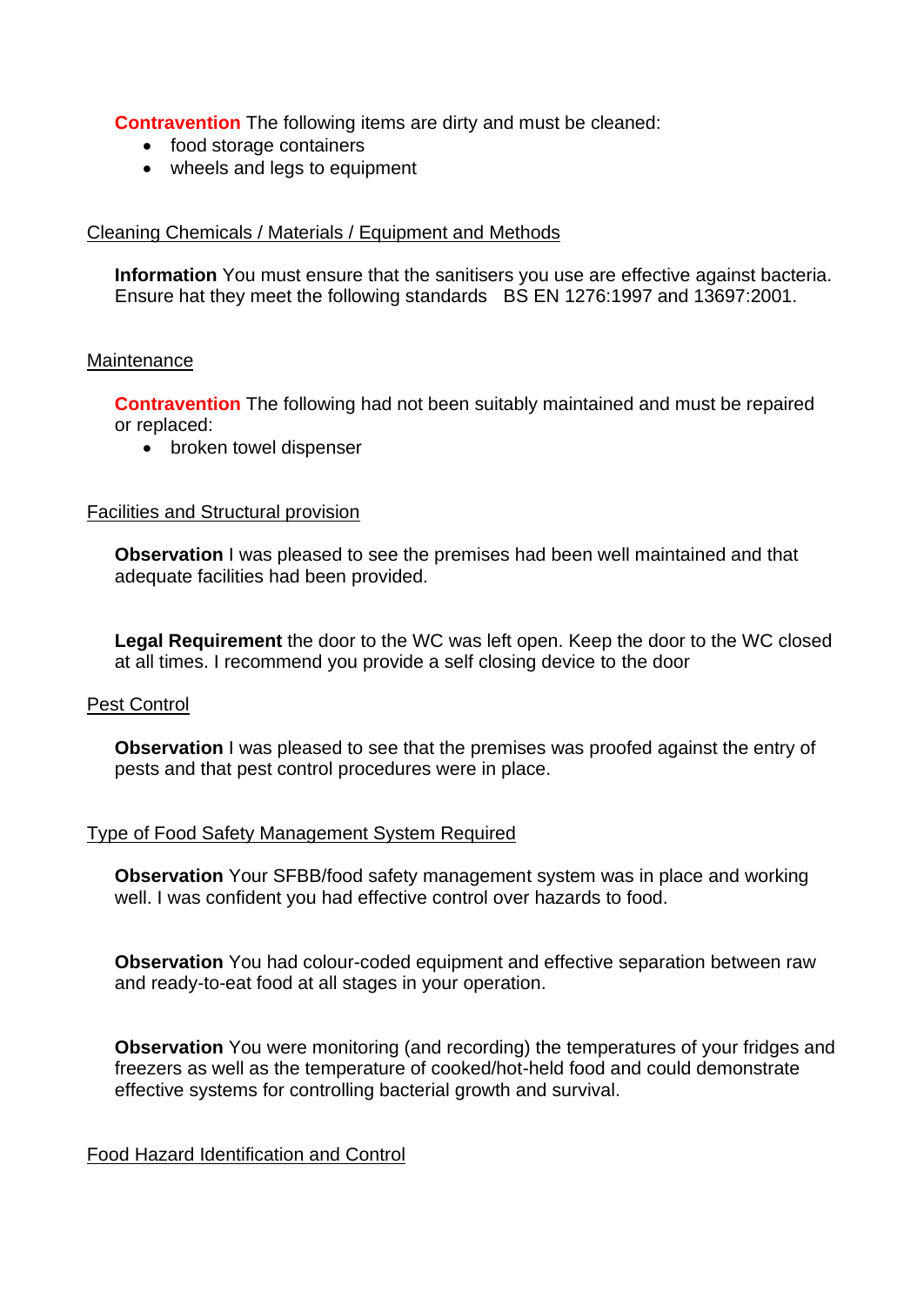**Contravention** The following items are dirty and must be cleaned:

- food storage containers
- wheels and legs to equipment

Cleaning Chemicals / Materials / Equipment and Methods

**Information** You must ensure that the sanitisers you use are effective against bacteria. Ensure hat they meet the following standards BS EN 1276:1997 and 13697:2001.

Maintenance

**Contravention** The following had not been suitably maintained and must be repaired or replaced:

- broken towel dispenser

Facilities and Structural provision

**Observation** I was pleased to see the premises had been well maintained and that adequate facilities had been provided.

**Legal Requirement** the door to the WC was left open. Keep the door to the WC closed at all times. I recommend you provide a self closing device to the door

Pest Control

**Observation** I was pleased to see that the premises was proofed against the entry of pests and that pest control procedures were in place.

Type of Food Safety Management System Required

**Observation** Your SFBB/food safety management system was in place and working well. I was confident you had effective control over hazards to food.

**Observation** You had colour-coded equipment and effective separation between raw and ready-to-eat food at all stages in your operation.

**Observation** You were monitoring (and recording) the temperatures of your fridges and freezers as well as the temperature of cooked/hot-held food and could demonstrate effective systems for controlling bacterial growth and survival.

Food Hazard Identification and Control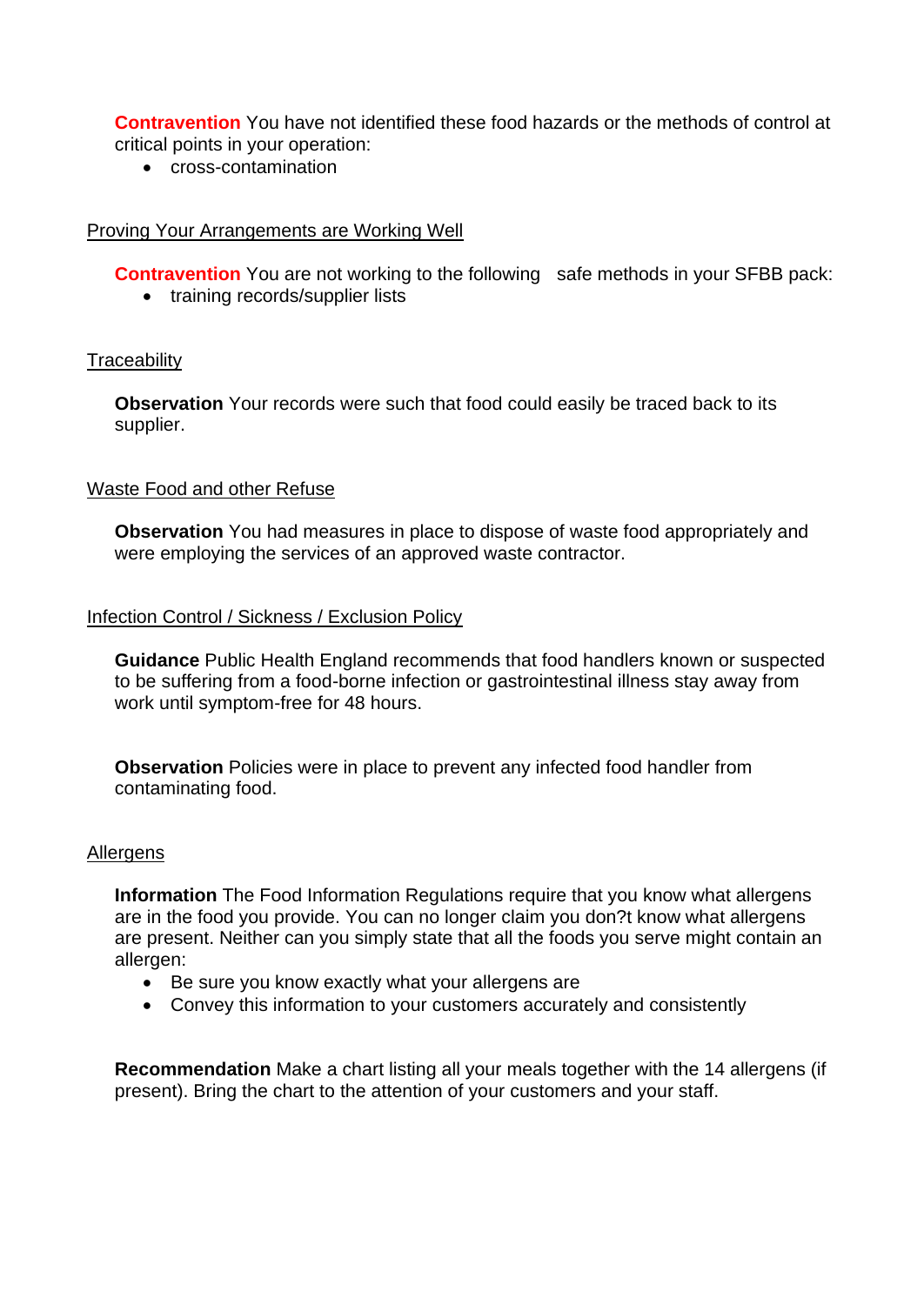**Contravention** You have not identified these food hazards or the methods of control at critical points in your operation:

- cross-contamination

Proving Your Arrangements are Working Well

**Contravention** You are not working to the following safe methods in your SFBB pack:

- training records/supplier lists

Traceability

**Observation** Your records were such that food could easily be traced back to its supplier.

Waste Food and other Refuse

**Observation** You had measures in place to dispose of waste food appropriately and were employing the services of an approved waste contractor.

Infection Control / Sickness / Exclusion Policy

**Guidance** Public Health England recommends that food handlers known or suspected to be suffering from a food-borne infection or gastrointestinal illness stay away from work until symptom-free for 48 hours.

**Observation** Policies were in place to prevent any infected food handler from contaminating food.

Allergens

**Information** The Food Information Regulations require that you know what allergens are in the food you provide. You can no longer claim you don?t know what allergens are present. Neither can you simply state that all the foods you serve might contain an allergen:

- Be sure you know exactly what your allergens are
- Convey this information to your customers accurately and consistently

**Recommendation** Make a chart listing all your meals together with the 14 allergens (if present). Bring the chart to the attention of your customers and your staff.